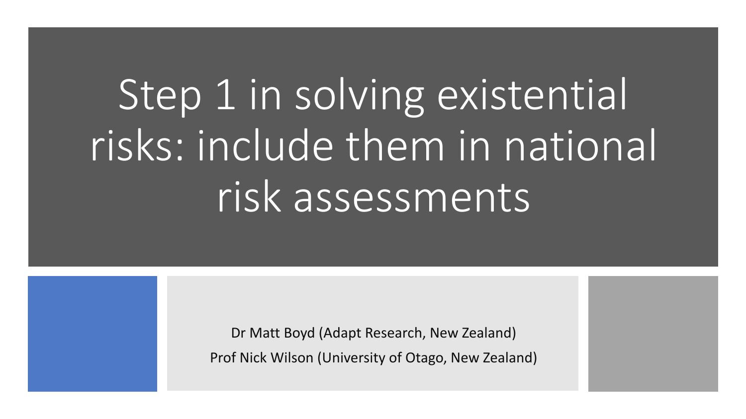# Step 1 in solving existential risks: include them in national risk assessments

Dr Matt Boyd (Adapt Research, New Zealand)

Prof Nick Wilson (University of Otago, New Zealand)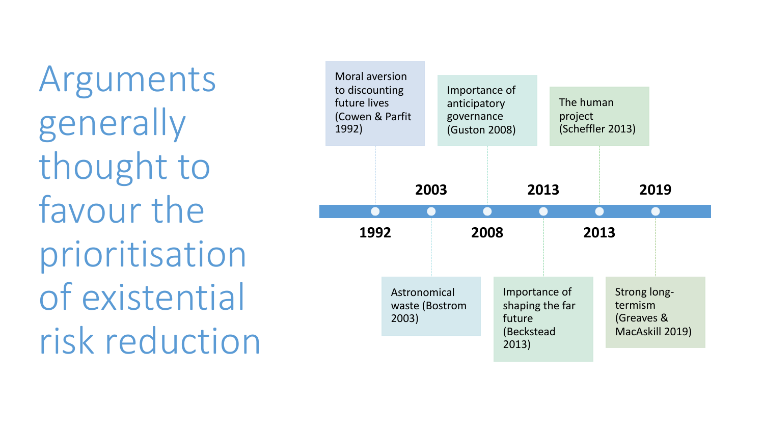# Arguments generally thought to favour the prioritisation of existential risk reduction

- **1992** — Moral aversion to discounting future lives (Cowen & Parfit 1992)
- **2003** — Astronomical waste (Bostrom 2003)
- **2008** — Importance of anticipatory governance (Guston 2008)
- **2013** — Importance of shaping the far future (Beckstead 2013)
- **2013** — The human project (Scheffler 2013)
- **2019** — Strong long-termism (Greaves & MacAskill 2019)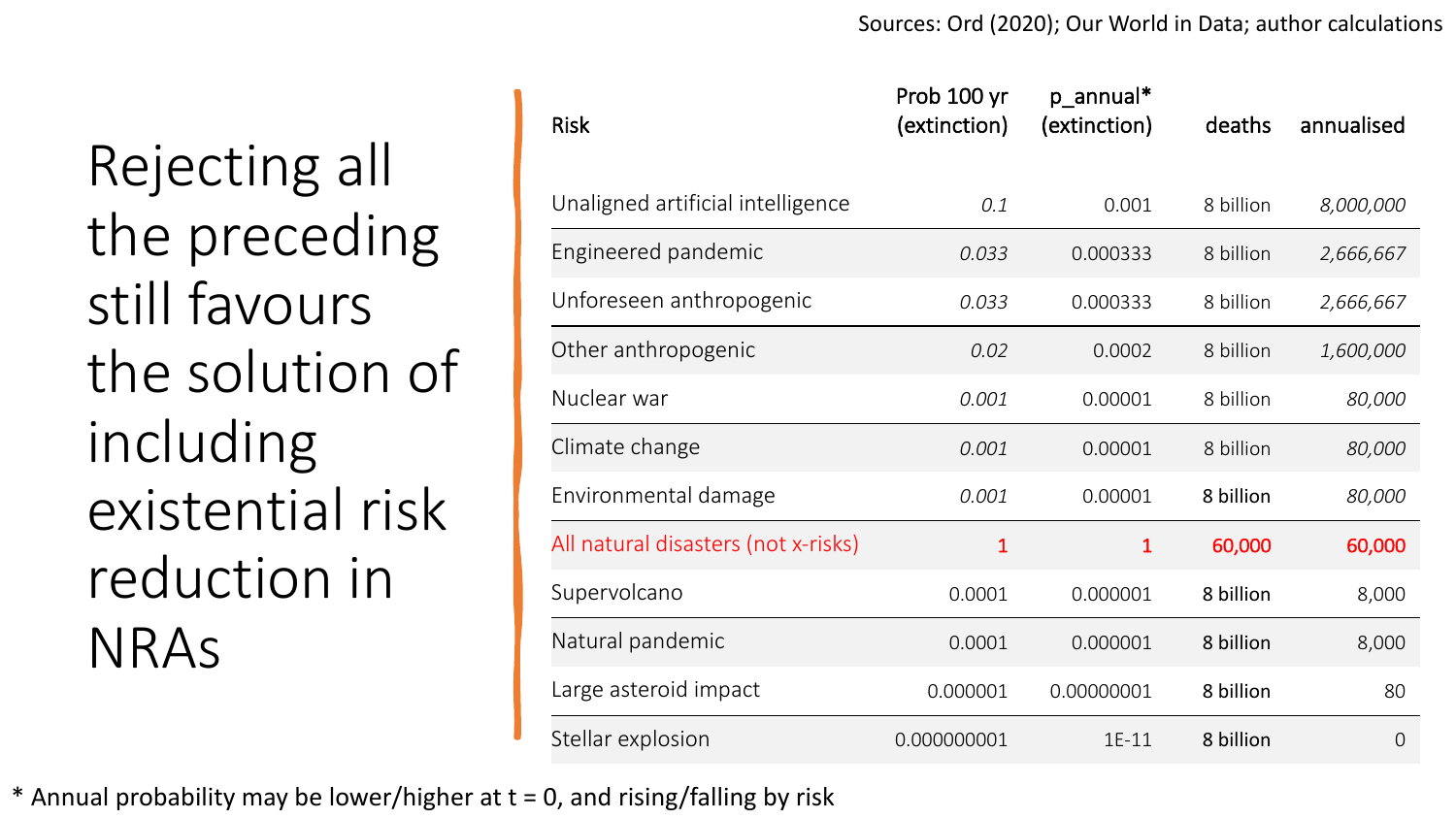Sources: Ord (2020); Our World in Data; author calculations

# Rejecting all the preceding still favours the solution of including existential risk reduction in NRAs

| Risk | Prob 100 yr (extinction) | p_annual* (extinction) | deaths | annualised |
|---|---|---|---|---|
| Unaligned artificial intelligence | *0.1* | 0.001 | 8 billion | *8,000,000* |
| Engineered pandemic | *0.033* | 0.000333 | 8 billion | *2,666,667* |
| Unforeseen anthropogenic | *0.033* | 0.000333 | 8 billion | *2,666,667* |
| Other anthropogenic | *0.02* | 0.0002 | 8 billion | *1,600,000* |
| Nuclear war | *0.001* | 0.00001 | 8 billion | *80,000* |
| Climate change | *0.001* | 0.00001 | 8 billion | *80,000* |
| Environmental damage | *0.001* | 0.00001 | 8 billion | *80,000* |
| All natural disasters (not x-risks) | 1 | 1 | 60,000 | 60,000 |
| Supervolcano | 0.0001 | 0.000001 | 8 billion | 8,000 |
| Natural pandemic | 0.0001 | 0.000001 | 8 billion | 8,000 |
| Large asteroid impact | 0.000001 | 0.00000001 | 8 billion | 80 |
| Stellar explosion | 0.000000001 | 1E-11 | 8 billion | 0 |

\* Annual probability may be lower/higher at t = 0, and rising/falling by risk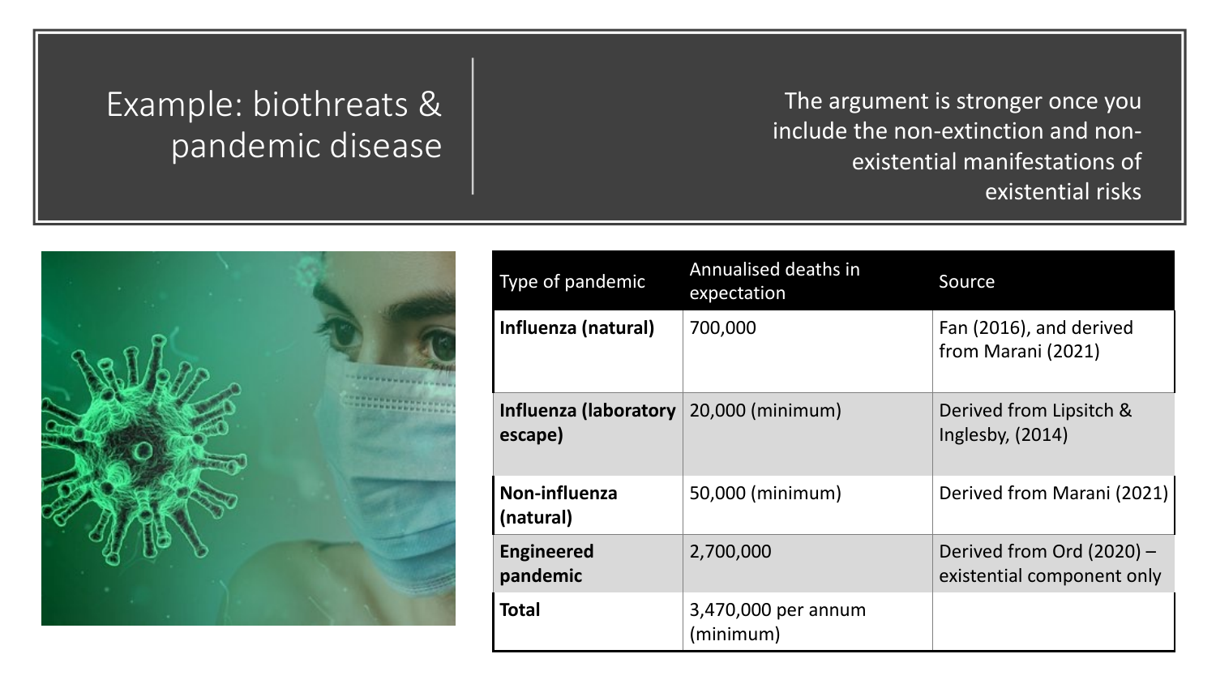# Example: biothreats & pandemic disease

The argument is stronger once you include the non-extinction and non-existential manifestations of existential risks

| Type of pandemic | Annualised deaths in expectation | Source |
|---|---|---|
| **Influenza (natural)** | 700,000 | Fan (2016), and derived from Marani (2021) |
| **Influenza (laboratory escape)** | 20,000 (minimum) | Derived from Lipsitch & Inglesby, (2014) |
| **Non-influenza (natural)** | 50,000 (minimum) | Derived from Marani (2021) |
| **Engineered pandemic** | 2,700,000 | Derived from Ord (2020) – existential component only |
| **Total** | 3,470,000 per annum (minimum) | |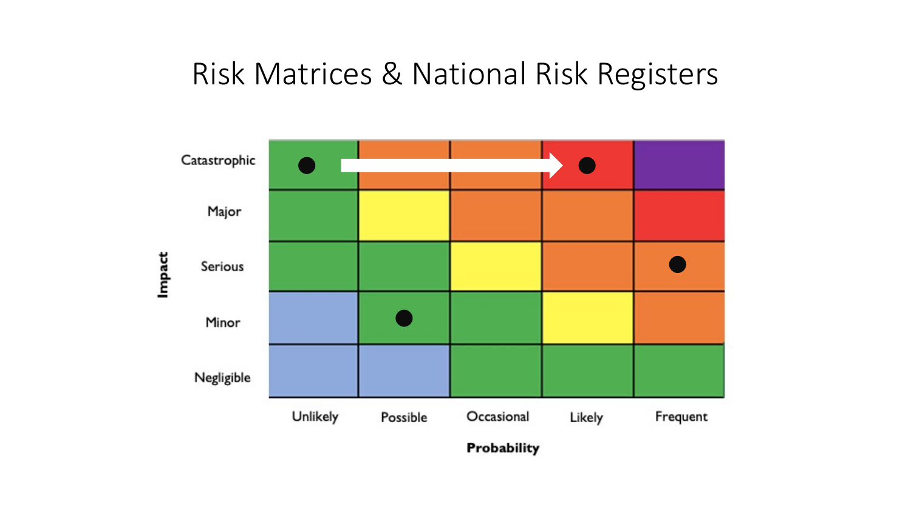# Risk Matrices & National Risk Registers

| Impact | Unlikely | Possible | Occasional | Likely | Frequent |
|---|---|---|---|---|---|
| Catastrophic | ● | | | ● | |
| Major | | | | | |
| Serious | | | | | ● |
| Minor | | ● | | | |
| Negligible | | | | | |

**Probability**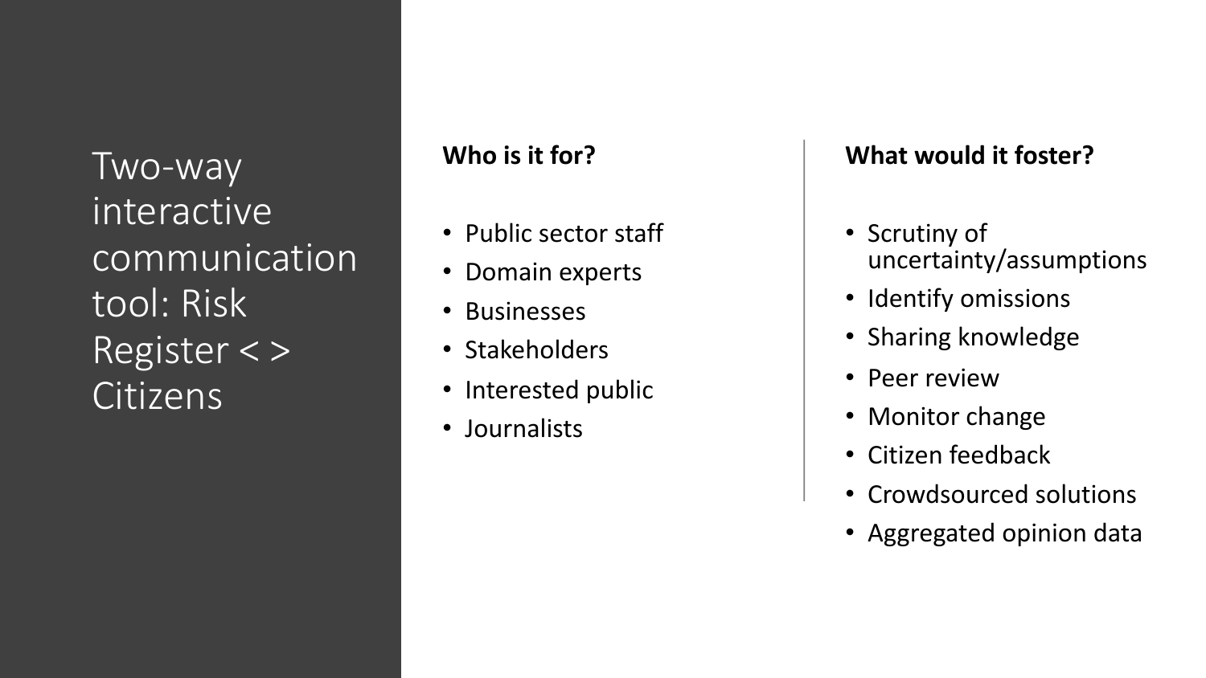# Two-way interactive communication tool: Risk Register < > Citizens

**Who is it for?**

- Public sector staff
- Domain experts
- Businesses
- Stakeholders
- Interested public
- Journalists

**What would it foster?**

- Scrutiny of uncertainty/assumptions
- Identify omissions
- Sharing knowledge
- Peer review
- Monitor change
- Citizen feedback
- Crowdsourced solutions
- Aggregated opinion data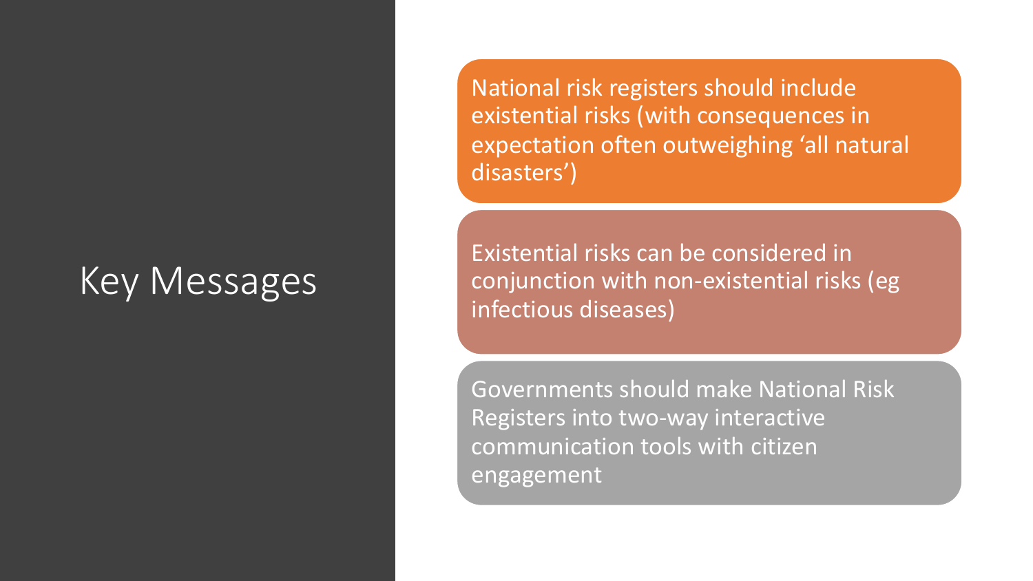# Key Messages

- National risk registers should include existential risks (with consequences in expectation often outweighing 'all natural disasters')
- Existential risks can be considered in conjunction with non-existential risks (eg infectious diseases)
- Governments should make National Risk Registers into two-way interactive communication tools with citizen engagement